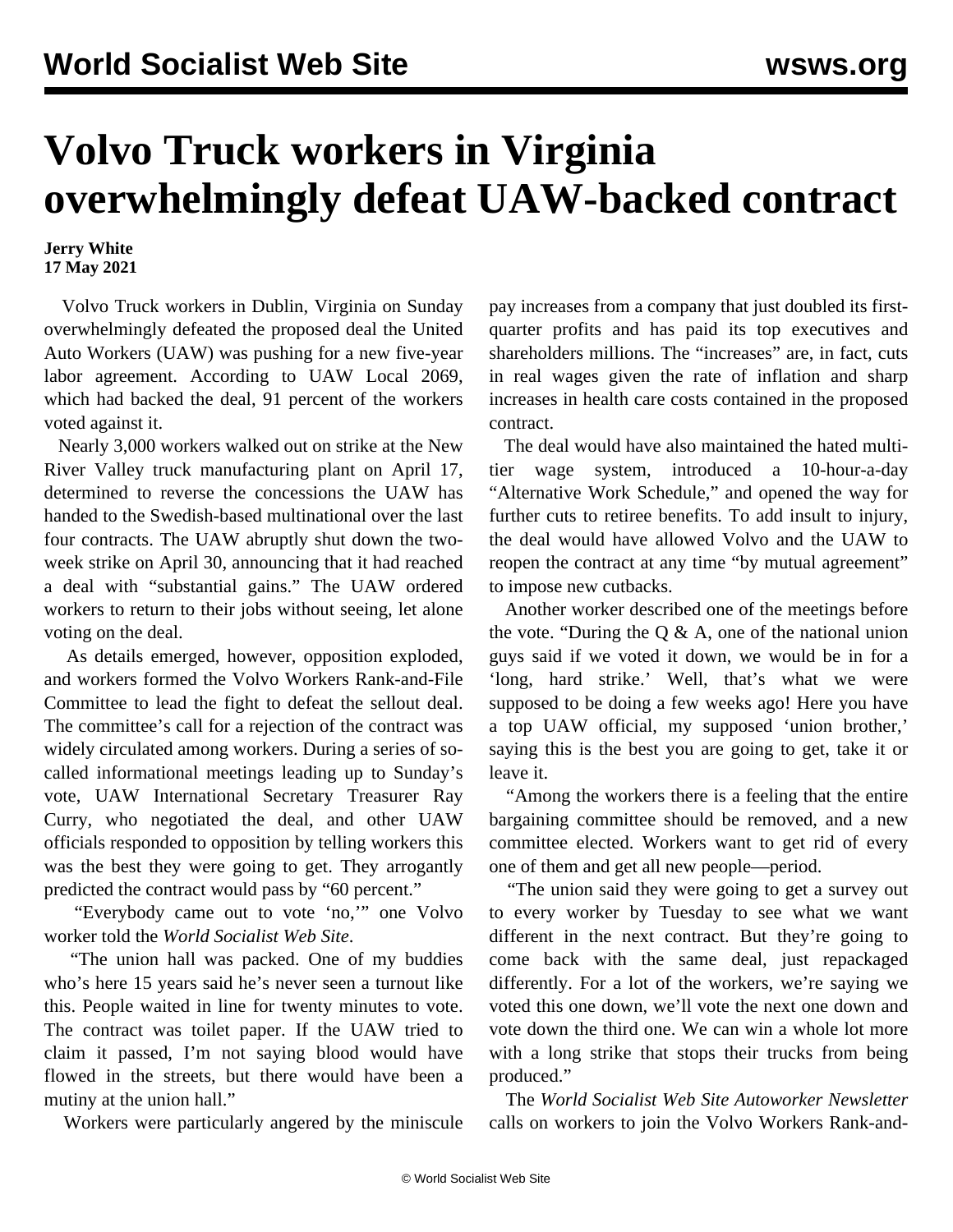# Volvo Truck workers in Virginia overwhelmingly defeat UAW-backed contract

**Jerry White**
**17 May 2021**

Volvo Truck workers in Dublin, Virginia on Sunday overwhelmingly defeated the proposed deal the United Auto Workers (UAW) was pushing for a new five-year labor agreement. According to UAW Local 2069, which had backed the deal, 91 percent of the workers voted against it.

Nearly 3,000 workers walked out on strike at the New River Valley truck manufacturing plant on April 17, determined to reverse the concessions the UAW has handed to the Swedish-based multinational over the last four contracts. The UAW abruptly shut down the two-week strike on April 30, announcing that it had reached a deal with "substantial gains." The UAW ordered workers to return to their jobs without seeing, let alone voting on the deal.

As details emerged, however, opposition exploded, and workers formed the Volvo Workers Rank-and-File Committee to lead the fight to defeat the sellout deal. The committee's call for a rejection of the contract was widely circulated among workers. During a series of so-called informational meetings leading up to Sunday's vote, UAW International Secretary Treasurer Ray Curry, who negotiated the deal, and other UAW officials responded to opposition by telling workers this was the best they were going to get. They arrogantly predicted the contract would pass by "60 percent."

"Everybody came out to vote 'no,'" one Volvo worker told the *World Socialist Web Site*.

"The union hall was packed. One of my buddies who's here 15 years said he's never seen a turnout like this. People waited in line for twenty minutes to vote. The contract was toilet paper. If the UAW tried to claim it passed, I'm not saying blood would have flowed in the streets, but there would have been a mutiny at the union hall."

Workers were particularly angered by the miniscule pay increases from a company that just doubled its first-quarter profits and has paid its top executives and shareholders millions. The "increases" are, in fact, cuts in real wages given the rate of inflation and sharp increases in health care costs contained in the proposed contract.

The deal would have also maintained the hated multi-tier wage system, introduced a 10-hour-a-day "Alternative Work Schedule," and opened the way for further cuts to retiree benefits. To add insult to injury, the deal would have allowed Volvo and the UAW to reopen the contract at any time "by mutual agreement" to impose new cutbacks.

Another worker described one of the meetings before the vote. "During the Q & A, one of the national union guys said if we voted it down, we would be in for a 'long, hard strike.' Well, that's what we were supposed to be doing a few weeks ago! Here you have a top UAW official, my supposed 'union brother,' saying this is the best you are going to get, take it or leave it.

"Among the workers there is a feeling that the entire bargaining committee should be removed, and a new committee elected. Workers want to get rid of every one of them and get all new people—period.

"The union said they were going to get a survey out to every worker by Tuesday to see what we want different in the next contract. But they're going to come back with the same deal, just repackaged differently. For a lot of the workers, we're saying we voted this one down, we'll vote the next one down and vote down the third one. We can win a whole lot more with a long strike that stops their trucks from being produced."

The *World Socialist Web Site Autoworker Newsletter* calls on workers to join the Volvo Workers Rank-and-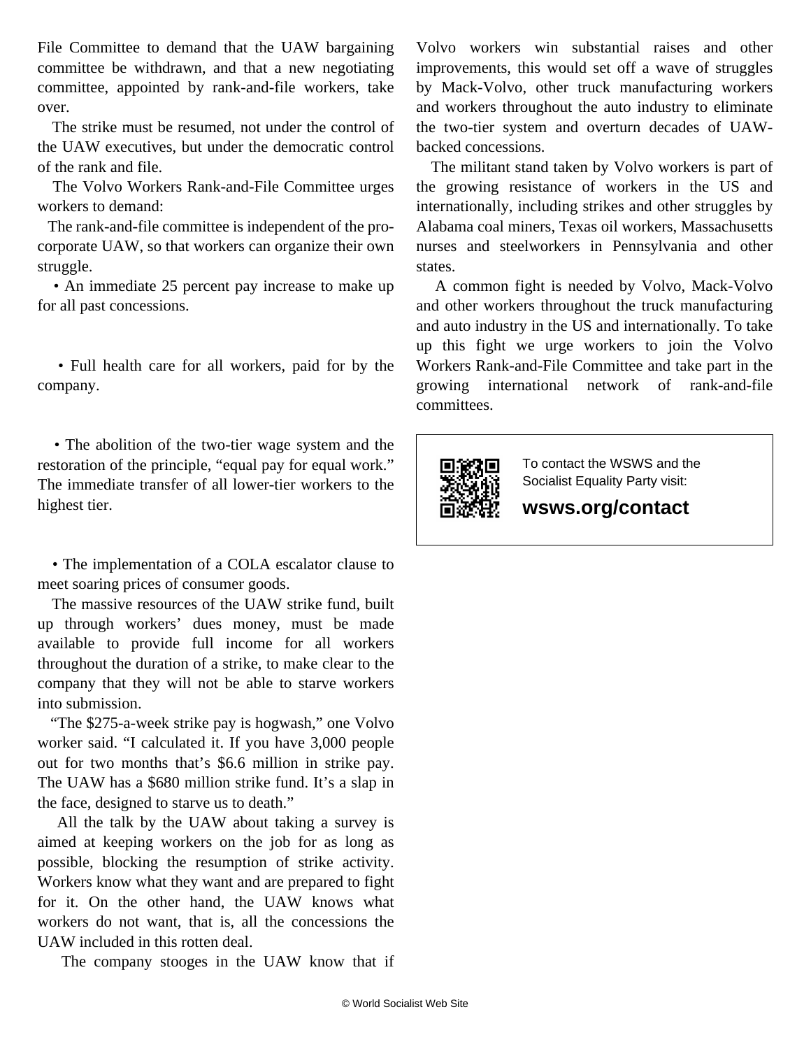File Committee to demand that the UAW bargaining committee be withdrawn, and that a new negotiating committee, appointed by rank-and-file workers, take over.

The strike must be resumed, not under the control of the UAW executives, but under the democratic control of the rank and file.

The Volvo Workers Rank-and-File Committee urges workers to demand:

The rank-and-file committee is independent of the pro-corporate UAW, so that workers can organize their own struggle.

• An immediate 25 percent pay increase to make up for all past concessions.

• Full health care for all workers, paid for by the company.

• The abolition of the two-tier wage system and the restoration of the principle, "equal pay for equal work." The immediate transfer of all lower-tier workers to the highest tier.

• The implementation of a COLA escalator clause to meet soaring prices of consumer goods.

The massive resources of the UAW strike fund, built up through workers' dues money, must be made available to provide full income for all workers throughout the duration of a strike, to make clear to the company that they will not be able to starve workers into submission.

"The $275-a-week strike pay is hogwash," one Volvo worker said. "I calculated it. If you have 3,000 people out for two months that's $6.6 million in strike pay. The UAW has a $680 million strike fund. It's a slap in the face, designed to starve us to death."

All the talk by the UAW about taking a survey is aimed at keeping workers on the job for as long as possible, blocking the resumption of strike activity. Workers know what they want and are prepared to fight for it. On the other hand, the UAW knows what workers do not want, that is, all the concessions the UAW included in this rotten deal.

The company stooges in the UAW know that if Volvo workers win substantial raises and other improvements, this would set off a wave of struggles by Mack-Volvo, other truck manufacturing workers and workers throughout the auto industry to eliminate the two-tier system and overturn decades of UAW-backed concessions.

The militant stand taken by Volvo workers is part of the growing resistance of workers in the US and internationally, including strikes and other struggles by Alabama coal miners, Texas oil workers, Massachusetts nurses and steelworkers in Pennsylvania and other states.

A common fight is needed by Volvo, Mack-Volvo and other workers throughout the truck manufacturing and auto industry in the US and internationally. To take up this fight we urge workers to join the Volvo Workers Rank-and-File Committee and take part in the growing international network of rank-and-file committees.

To contact the WSWS and the Socialist Equality Party visit:

**wsws.org/contact**